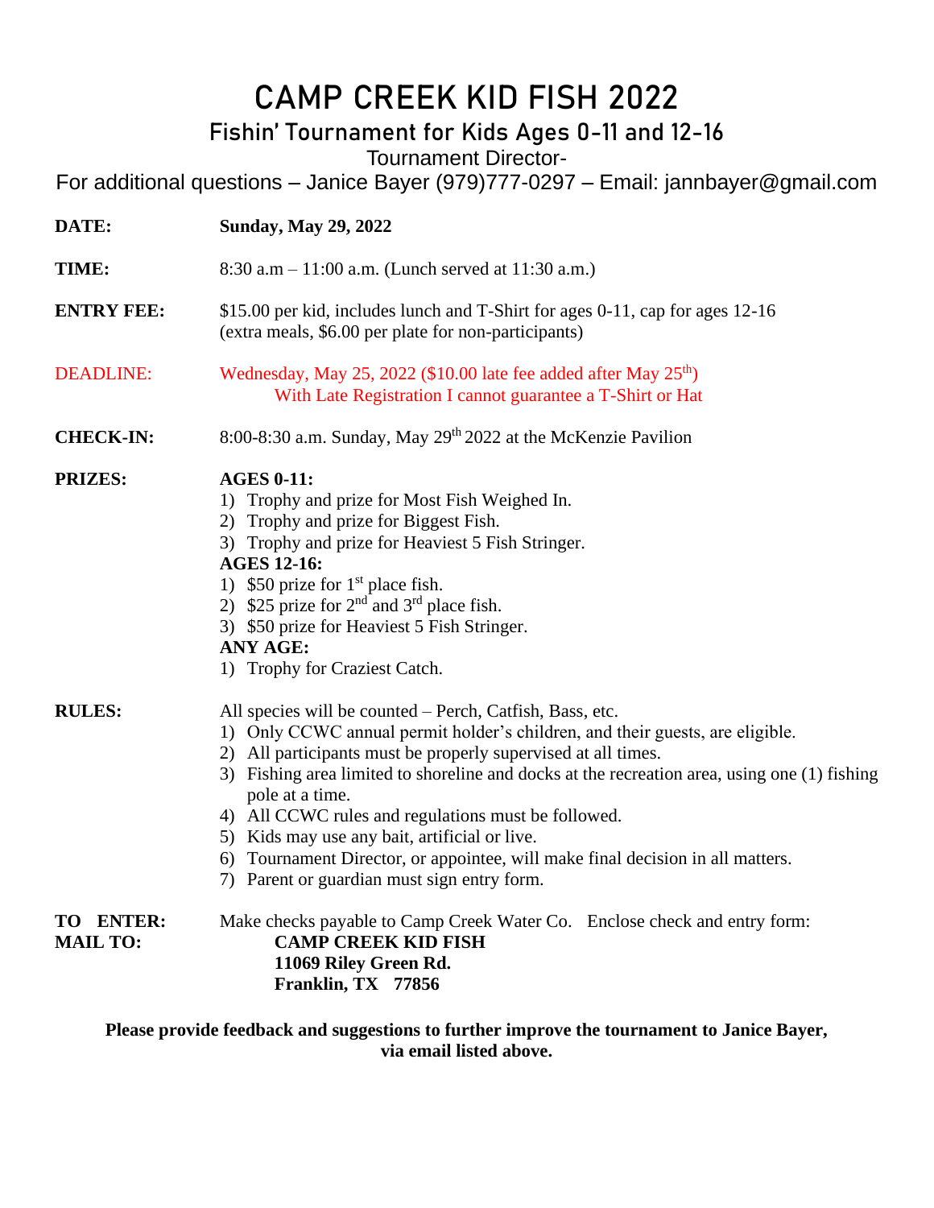# CAMP CREEK KID FISH 2022

## Fishin' Tournament for Kids Ages 0-11 and 12-16

Tournament Director-

For additional questions – Janice Bayer (979)777-0297 – Email: jannbayer@gmail.com

**DATE:** **Sunday, May 29, 2022**

**TIME:** 8:30 a.m – 11:00 a.m. (Lunch served at 11:30 a.m.)

**ENTRY FEE:** $15.00 per kid, includes lunch and T-Shirt for ages 0-11, cap for ages 12-16 (extra meals, $6.00 per plate for non-participants)

DEADLINE: Wednesday, May 25, 2022 ($10.00 late fee added after May 25th)
With Late Registration I cannot guarantee a T-Shirt or Hat

**CHECK-IN:** 8:00-8:30 a.m. Sunday, May 29th 2022 at the McKenzie Pavilion

**PRIZES:**

**AGES 0-11:**

1) Trophy and prize for Most Fish Weighed In.
2) Trophy and prize for Biggest Fish.
3) Trophy and prize for Heaviest 5 Fish Stringer.

**AGES 12-16:**

1) $50 prize for 1st place fish.
2) $25 prize for 2nd and 3rd place fish.
3) $50 prize for Heaviest 5 Fish Stringer.

**ANY AGE:**

1) Trophy for Craziest Catch.

**RULES:**

All species will be counted – Perch, Catfish, Bass, etc.

1) Only CCWC annual permit holder's children, and their guests, are eligible.
2) All participants must be properly supervised at all times.
3) Fishing area limited to shoreline and docks at the recreation area, using one (1) fishing pole at a time.
4) All CCWC rules and regulations must be followed.
5) Kids may use any bait, artificial or live.
6) Tournament Director, or appointee, will make final decision in all matters.
7) Parent or guardian must sign entry form.

**TO ENTER:** Make checks payable to Camp Creek Water Co. Enclose check and entry form:

**MAIL TO:**

**CAMP CREEK KID FISH**
**11069 Riley Green Rd.**
**Franklin, TX 77856**

**Please provide feedback and suggestions to further improve the tournament to Janice Bayer, via email listed above.**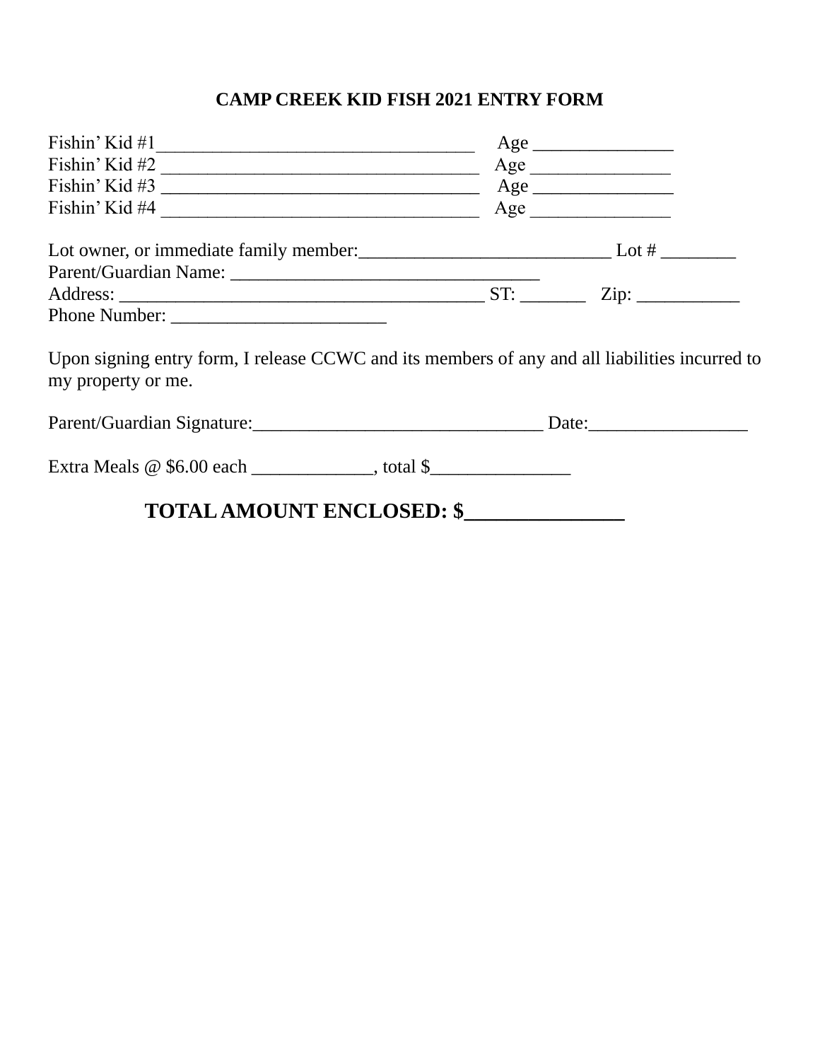**CAMP CREEK KID FISH 2021 ENTRY FORM**

Fishin' Kid #1__________________________________ Age _______________
Fishin' Kid #2 __________________________________ Age _______________
Fishin' Kid #3 __________________________________ Age _______________
Fishin' Kid #4 __________________________________ Age _______________

Lot owner, or immediate family member:___________________________ Lot # ________
Parent/Guardian Name: _________________________________
Address: _______________________________________ ST: _______ Zip: ___________
Phone Number: _______________________

Upon signing entry form, I release CCWC and its members of any and all liabilities incurred to my property or me.

Parent/Guardian Signature:_______________________________ Date:_________________

Extra Meals @ $6.00 each _____________, total $_______________

**TOTAL AMOUNT ENCLOSED: $_______________**